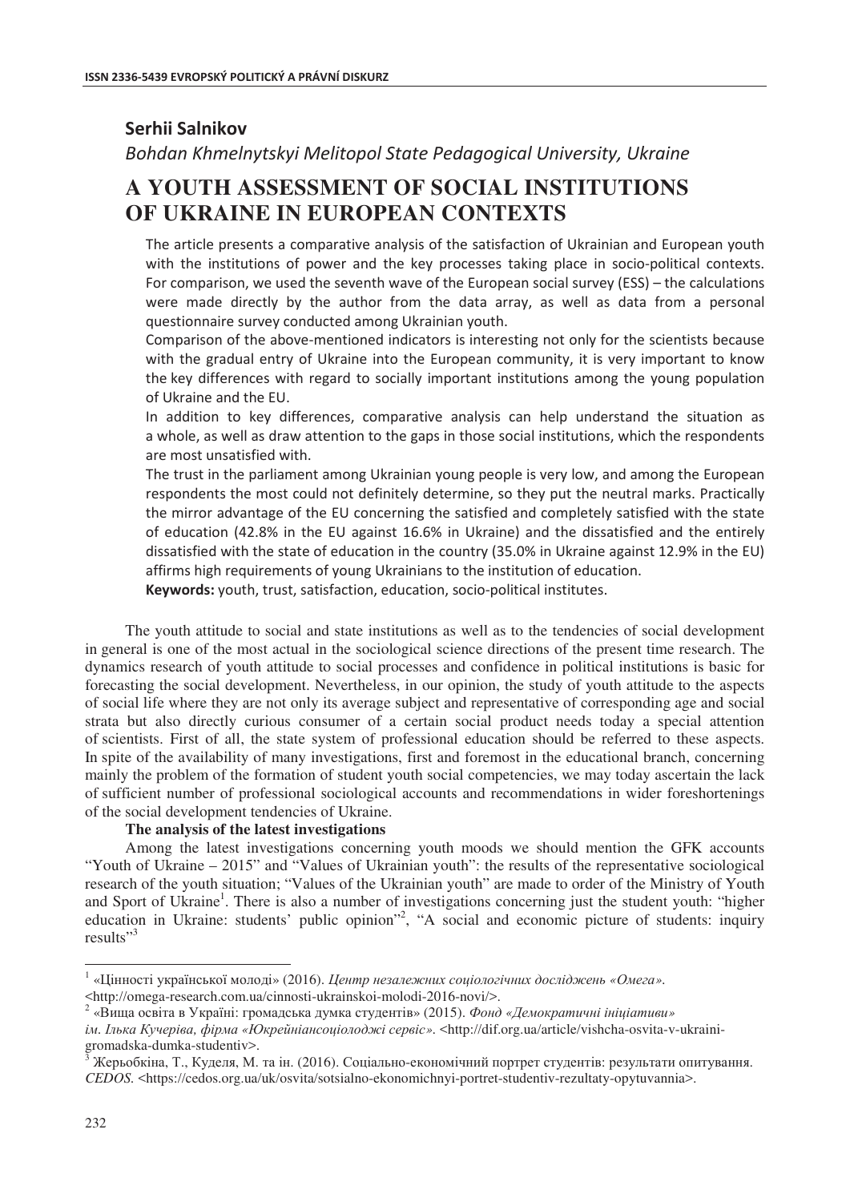**Serhii Salnikov**

*Bohdan Khmelnytskyi Melitopol State Pedagogical University, Ukraine*

# A YOUTH ASSESSMENT OF SOCIAL INSTITUTIONS OF UKRAINE IN EUROPEAN CONTEXTS

The article presents a comparative analysis of the satisfaction of Ukrainian and European youth with the institutions of power and the key processes taking place in socio-political contexts. For comparison, we used the seventh wave of the European social survey (ESS) – the calculations were made directly by the author from the data array, as well as data from a personal questionnaire survey conducted among Ukrainian youth.

Comparison of the above-mentioned indicators is interesting not only for the scientists because with the gradual entry of Ukraine into the European community, it is very important to know the key differences with regard to socially important institutions among the young population of Ukraine and the EU.

In addition to key differences, comparative analysis can help understand the situation as a whole, as well as draw attention to the gaps in those social institutions, which the respondents are most unsatisfied with.

The trust in the parliament among Ukrainian young people is very low, and among the European respondents the most could not definitely determine, so they put the neutral marks. Practically the mirror advantage of the EU concerning the satisfied and completely satisfied with the state of education (42.8% in the EU against 16.6% in Ukraine) and the dissatisfied and the entirely dissatisfied with the state of education in the country (35.0% in Ukraine against 12.9% in the EU) affirms high requirements of young Ukrainians to the institution of education.

**Keywords:** youth, trust, satisfaction, education, socio-political institutes.

The youth attitude to social and state institutions as well as to the tendencies of social development in general is one of the most actual in the sociological science directions of the present time research. The dynamics research of youth attitude to social processes and confidence in political institutions is basic for forecasting the social development. Nevertheless, in our opinion, the study of youth attitude to the aspects of social life where they are not only its average subject and representative of corresponding age and social strata but also directly curious consumer of a certain social product needs today a special attention of scientists. First of all, the state system of professional education should be referred to these aspects. In spite of the availability of many investigations, first and foremost in the educational branch, concerning mainly the problem of the formation of student youth social competencies, we may today ascertain the lack of sufficient number of professional sociological accounts and recommendations in wider foreshortenings of the social development tendencies of Ukraine.

**The analysis of the latest investigations**

Among the latest investigations concerning youth moods we should mention the GFK accounts "Youth of Ukraine – 2015" and "Values of Ukrainian youth": the results of the representative sociological research of the youth situation; "Values of the Ukrainian youth" are made to order of the Ministry of Youth and Sport of Ukraine[1]. There is also a number of investigations concerning just the student youth: "higher education in Ukraine: students' public opinion"[2], "A social and economic picture of students: inquiry results"[3]

---

[1] «Цінності української молоді» (2016). *Центр незалежних соціологічних досліджень «Омега»*. <http://omega-research.com.ua/cinnosti-ukrainskoi-molodi-2016-novi/>.

[2] «Вища освіта в Україні: громадська думка студентів» (2015). *Фонд «Демократичні ініціативи» ім. Ілька Кучеріва, фірма «Юкрейніансоціолоджі сервіс»*. <http://dif.org.ua/article/vishcha-osvita-v-ukraini-gromadska-dumka-studentiv>.

[3] Жерьобкіна, Т., Куделя, М. та ін. (2016). Соціально-економічний портрет студентів: результати опитування. *CEDOS*. <https://cedos.org.ua/uk/osvita/sotsialno-ekonomichnyi-portret-studentiv-rezultaty-opytuvannia>.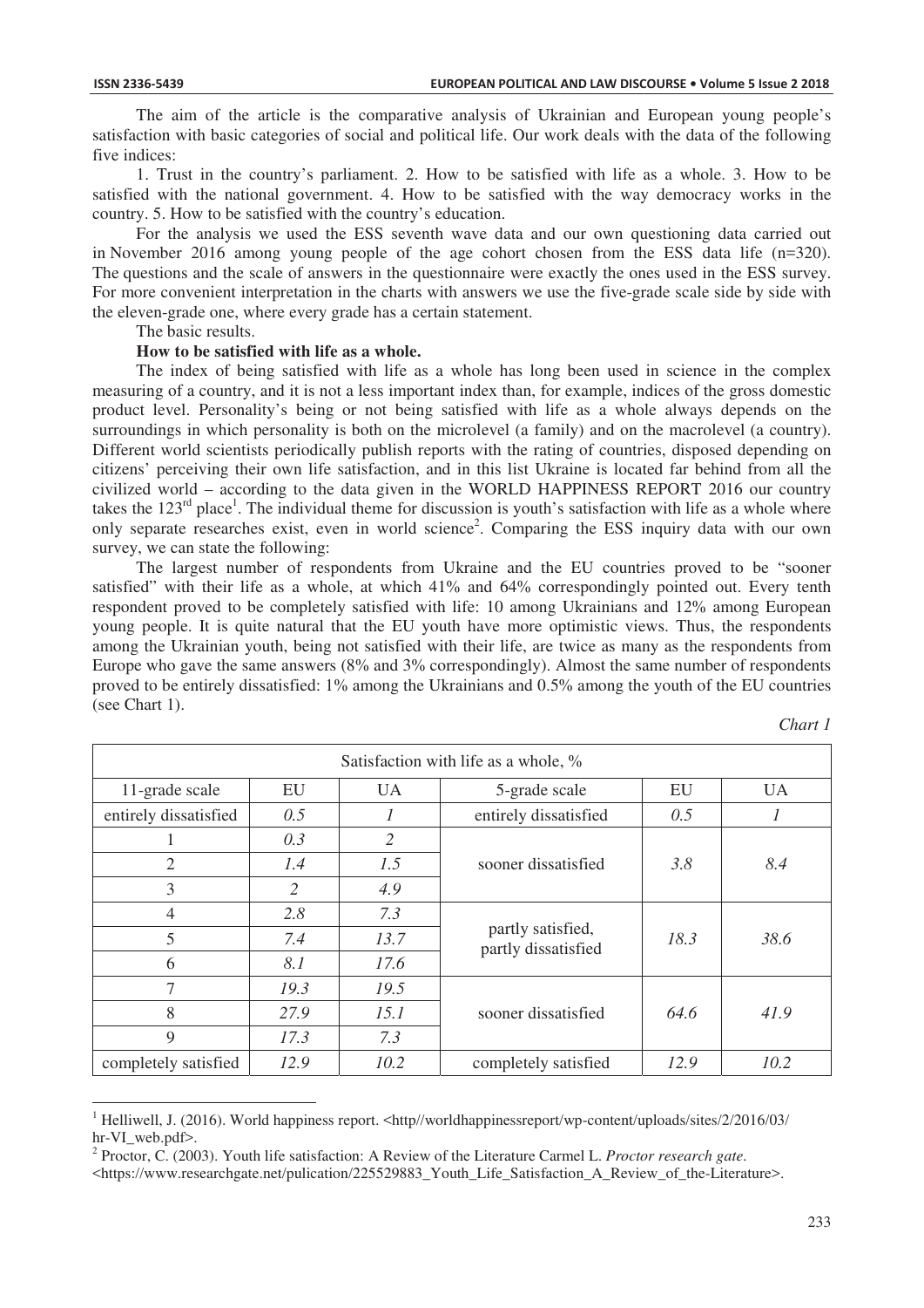The aim of the article is the comparative analysis of Ukrainian and European young people's satisfaction with basic categories of social and political life. Our work deals with the data of the following five indices:

1. Trust in the country's parliament. 2. How to be satisfied with life as a whole. 3. How to be satisfied with the national government. 4. How to be satisfied with the way democracy works in the country. 5. How to be satisfied with the country's education.

For the analysis we used the ESS seventh wave data and our own questioning data carried out in November 2016 among young people of the age cohort chosen from the ESS data life (n=320). The questions and the scale of answers in the questionnaire were exactly the ones used in the ESS survey. For more convenient interpretation in the charts with answers we use the five-grade scale side by side with the eleven-grade one, where every grade has a certain statement.

The basic results.

**How to be satisfied with life as a whole.**

The index of being satisfied with life as a whole has long been used in science in the complex measuring of a country, and it is not a less important index than, for example, indices of the gross domestic product level. Personality's being or not being satisfied with life as a whole always depends on the surroundings in which personality is both on the microlevel (a family) and on the macrolevel (a country). Different world scientists periodically publish reports with the rating of countries, disposed depending on citizens' perceiving their own life satisfaction, and in this list Ukraine is located far behind from all the civilized world – according to the data given in the WORLD HAPPINESS REPORT 2016 our country takes the 123rd place[1]. The individual theme for discussion is youth's satisfaction with life as a whole where only separate researches exist, even in world science[2]. Comparing the ESS inquiry data with our own survey, we can state the following:

The largest number of respondents from Ukraine and the EU countries proved to be "sooner satisfied" with their life as a whole, at which 41% and 64% correspondingly pointed out. Every tenth respondent proved to be completely satisfied with life: 10 among Ukrainians and 12% among European young people. It is quite natural that the EU youth have more optimistic views. Thus, the respondents among the Ukrainian youth, being not satisfied with their life, are twice as many as the respondents from Europe who gave the same answers (8% and 3% correspondingly). Almost the same number of respondents proved to be entirely dissatisfied: 1% among the Ukrainians and 0.5% among the youth of the EU countries (see Chart 1).

*Chart 1*

| Satisfaction with life as a whole, % | | | | | |
|---|---|---|---|---|---|
| 11-grade scale | EU | UA | 5-grade scale | EU | UA |
| entirely dissatisfied | *0.5* | *1* | entirely dissatisfied | *0.5* | *1* |
| 1 | *0.3* | *2* | sooner dissatisfied | *3.8* | *8.4* |
| 2 | *1.4* | *1.5* | | | |
| 3 | *2* | *4.9* | | | |
| 4 | *2.8* | *7.3* | partly satisfied, partly dissatisfied | *18.3* | *38.6* |
| 5 | *7.4* | *13.7* | | | |
| 6 | *8.1* | *17.6* | | | |
| 7 | *19.3* | *19.5* | sooner dissatisfied | *64.6* | *41.9* |
| 8 | *27.9* | *15.1* | | | |
| 9 | *17.3* | *7.3* | | | |
| completely satisfied | *12.9* | *10.2* | completely satisfied | *12.9* | *10.2* |

[1] Helliwell, J. (2016). World happiness report. <http//worldhappinessreport/wp-content/uploads/sites/2/2016/03/hr-VI_web.pdf>.

[2] Proctor, C. (2003). Youth life satisfaction: A Review of the Literature Carmel L. *Proctor research gate*. <https://www.researchgate.net/pulication/225529883_Youth_Life_Satisfaction_A_Review_of_the-Literature>.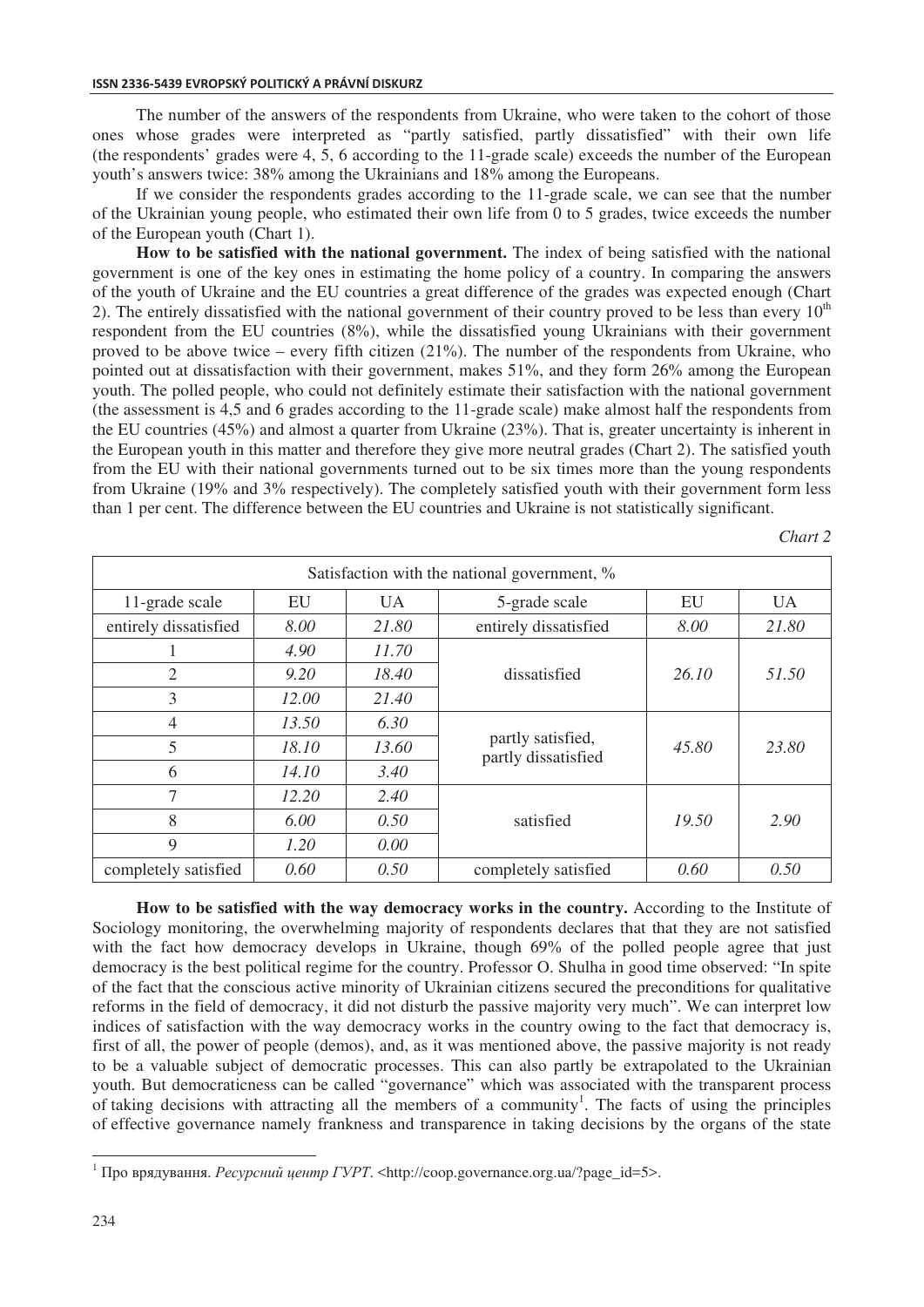The number of the answers of the respondents from Ukraine, who were taken to the cohort of those ones whose grades were interpreted as "partly satisfied, partly dissatisfied" with their own life (the respondents' grades were 4, 5, 6 according to the 11-grade scale) exceeds the number of the European youth's answers twice: 38% among the Ukrainians and 18% among the Europeans.

If we consider the respondents grades according to the 11-grade scale, we can see that the number of the Ukrainian young people, who estimated their own life from 0 to 5 grades, twice exceeds the number of the European youth (Chart 1).

**How to be satisfied with the national government.** The index of being satisfied with the national government is one of the key ones in estimating the home policy of a country. In comparing the answers of the youth of Ukraine and the EU countries a great difference of the grades was expected enough (Chart 2). The entirely dissatisfied with the national government of their country proved to be less than every 10th respondent from the EU countries (8%), while the dissatisfied young Ukrainians with their government proved to be above twice – every fifth citizen (21%). The number of the respondents from Ukraine, who pointed out at dissatisfaction with their government, makes 51%, and they form 26% among the European youth. The polled people, who could not definitely estimate their satisfaction with the national government (the assessment is 4,5 and 6 grades according to the 11-grade scale) make almost half the respondents from the EU countries (45%) and almost a quarter from Ukraine (23%). That is, greater uncertainty is inherent in the European youth in this matter and therefore they give more neutral grades (Chart 2). The satisfied youth from the EU with their national governments turned out to be six times more than the young respondents from Ukraine (19% and 3% respectively). The completely satisfied youth with their government form less than 1 per cent. The difference between the EU countries and Ukraine is not statistically significant.

*Chart 2*

| Satisfaction with the national government, % | | | | | |
|---|---|---|---|---|---|
| 11-grade scale | EU | UA | 5-grade scale | EU | UA |
| entirely dissatisfied | *8.00* | *21.80* | entirely dissatisfied | *8.00* | *21.80* |
| 1 | *4.90* | *11.70* | dissatisfied | *26.10* | *51.50* |
| 2 | *9.20* | *18.40* | | | |
| 3 | *12.00* | *21.40* | | | |
| 4 | *13.50* | *6.30* | partly satisfied, partly dissatisfied | *45.80* | *23.80* |
| 5 | *18.10* | *13.60* | | | |
| 6 | *14.10* | *3.40* | | | |
| 7 | *12.20* | *2.40* | satisfied | *19.50* | *2.90* |
| 8 | *6.00* | *0.50* | | | |
| 9 | *1.20* | *0.00* | | | |
| completely satisfied | *0.60* | *0.50* | completely satisfied | *0.60* | *0.50* |

**How to be satisfied with the way democracy works in the country.** According to the Institute of Sociology monitoring, the overwhelming majority of respondents declares that that they are not satisfied with the fact how democracy develops in Ukraine, though 69% of the polled people agree that just democracy is the best political regime for the country. Professor O. Shulha in good time observed: "In spite of the fact that the conscious active minority of Ukrainian citizens secured the preconditions for qualitative reforms in the field of democracy, it did not disturb the passive majority very much". We can interpret low indices of satisfaction with the way democracy works in the country owing to the fact that democracy is, first of all, the power of people (demos), and, as it was mentioned above, the passive majority is not ready to be a valuable subject of democratic processes. This can also partly be extrapolated to the Ukrainian youth. But democraticness can be called "governance" which was associated with the transparent process of taking decisions with attracting all the members of a community[1]. The facts of using the principles of effective governance namely frankness and transparence in taking decisions by the organs of the state

[1] Про врядування. *Ресурсний центр ГУРТ*. <http://coop.governance.org.ua/?page_id=5>.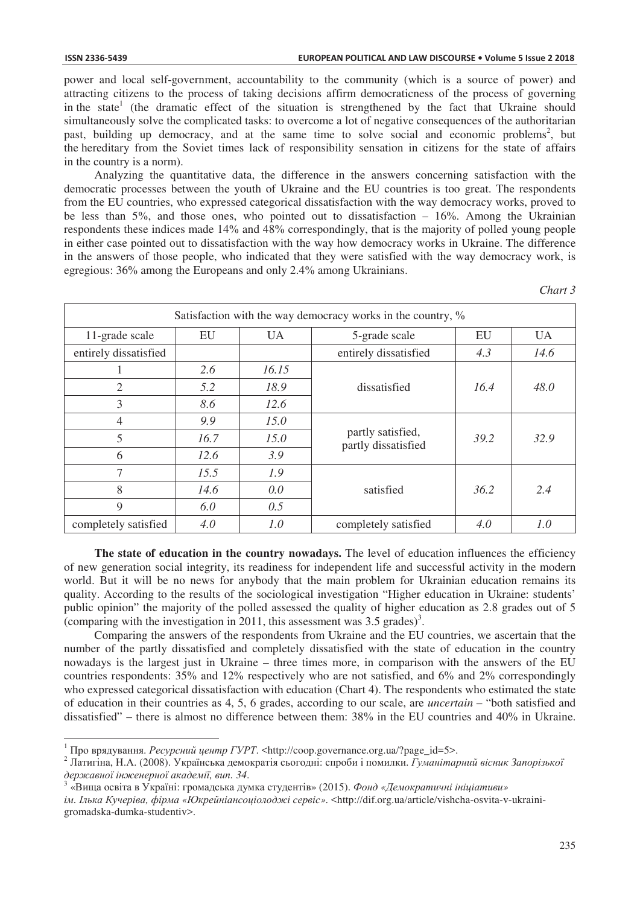power and local self-government, accountability to the community (which is a source of power) and attracting citizens to the process of taking decisions affirm democraticness of the process of governing in the state[1] (the dramatic effect of the situation is strengthened by the fact that Ukraine should simultaneously solve the complicated tasks: to overcome a lot of negative consequences of the authoritarian past, building up democracy, and at the same time to solve social and economic problems[2], but the hereditary from the Soviet times lack of responsibility sensation in citizens for the state of affairs in the country is a norm).

Analyzing the quantitative data, the difference in the answers concerning satisfaction with the democratic processes between the youth of Ukraine and the EU countries is too great. The respondents from the EU countries, who expressed categorical dissatisfaction with the way democracy works, proved to be less than 5%, and those ones, who pointed out to dissatisfaction – 16%. Among the Ukrainian respondents these indices made 14% and 48% correspondingly, that is the majority of polled young people in either case pointed out to dissatisfaction with the way how democracy works in Ukraine. The difference in the answers of those people, who indicated that they were satisfied with the way democracy work, is egregious: 36% among the Europeans and only 2.4% among Ukrainians.

*Chart 3*

| Satisfaction with the way democracy works in the country, % | | | | | |
|---|---|---|---|---|---|
| 11-grade scale | EU | UA | 5-grade scale | EU | UA |
| entirely dissatisfied | | | entirely dissatisfied | *4.3* | *14.6* |
| 1 | *2.6* | *16.15* | dissatisfied | *16.4* | *48.0* |
| 2 | *5.2* | *18.9* | | | |
| 3 | *8.6* | *12.6* | | | |
| 4 | *9.9* | *15.0* | partly satisfied, partly dissatisfied | *39.2* | *32.9* |
| 5 | *16.7* | *15.0* | | | |
| 6 | *12.6* | *3.9* | | | |
| 7 | *15.5* | *1.9* | satisfied | *36.2* | *2.4* |
| 8 | *14.6* | *0.0* | | | |
| 9 | *6.0* | *0.5* | | | |
| completely satisfied | *4.0* | *1.0* | completely satisfied | *4.0* | *1.0* |

**The state of education in the country nowadays.** The level of education influences the efficiency of new generation social integrity, its readiness for independent life and successful activity in the modern world. But it will be no news for anybody that the main problem for Ukrainian education remains its quality. According to the results of the sociological investigation "Higher education in Ukraine: students' public opinion" the majority of the polled assessed the quality of higher education as 2.8 grades out of 5 (comparing with the investigation in 2011, this assessment was 3.5 grades)[3].

Comparing the answers of the respondents from Ukraine and the EU countries, we ascertain that the number of the partly dissatisfied and completely dissatisfied with the state of education in the country nowadays is the largest just in Ukraine – three times more, in comparison with the answers of the EU countries respondents: 35% and 12% respectively who are not satisfied, and 6% and 2% correspondingly who expressed categorical dissatisfaction with education (Chart 4). The respondents who estimated the state of education in their countries as 4, 5, 6 grades, according to our scale, are *uncertain* – "both satisfied and dissatisfied" – there is almost no difference between them: 38% in the EU countries and 40% in Ukraine.

---

[1] Про врядування. *Ресурсний центр ГУРТ*. <http://coop.governance.org.ua/?page_id=5>.

[2] Латигіна, Н.А. (2008). Українська демократія сьогодні: спроби і помилки. *Гуманітарний вісник Запорізької державної інженерної академії, вип. 34*.

[3] «Вища освіта в Україні: громадська думка студентів» (2015). *Фонд «Демократичні ініціативи» ім. Ілька Кучеріва, фірма «Юкрейніансоціолоджі сервіс»*. <http://dif.org.ua/article/vishcha-osvita-v-ukraini-gromadska-dumka-studentiv>.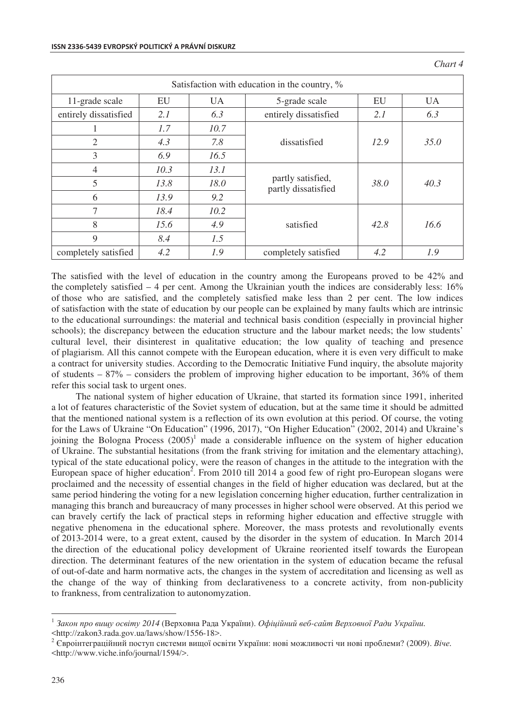*Chart 4*

| Satisfaction with education in the country, % | | | | | |
|---|---|---|---|---|---|
| 11-grade scale | EU | UA | 5-grade scale | EU | UA |
| entirely dissatisfied | *2.1* | *6.3* | entirely dissatisfied | *2.1* | *6.3* |
| 1 | *1.7* | *10.7* | dissatisfied | *12.9* | *35.0* |
| 2 | *4.3* | *7.8* | | | |
| 3 | *6.9* | *16.5* | | | |
| 4 | *10.3* | *13.1* | partly satisfied, partly dissatisfied | *38.0* | *40.3* |
| 5 | *13.8* | *18.0* | | | |
| 6 | *13.9* | *9.2* | | | |
| 7 | *18.4* | *10.2* | satisfied | *42.8* | *16.6* |
| 8 | *15.6* | *4.9* | | | |
| 9 | *8.4* | *1.5* | | | |
| completely satisfied | *4.2* | *1.9* | completely satisfied | *4.2* | *1.9* |

The satisfied with the level of education in the country among the Europeans proved to be 42% and the completely satisfied – 4 per cent. Among the Ukrainian youth the indices are considerably less: 16% of those who are satisfied, and the completely satisfied make less than 2 per cent. The low indices of satisfaction with the state of education by our people can be explained by many faults which are intrinsic to the educational surroundings: the material and technical basis condition (especially in provincial higher schools); the discrepancy between the education structure and the labour market needs; the low students' cultural level, their disinterest in qualitative education; the low quality of teaching and presence of plagiarism. All this cannot compete with the European education, where it is even very difficult to make a contract for university studies. According to the Democratic Initiative Fund inquiry, the absolute majority of students – 87% – considers the problem of improving higher education to be important, 36% of them refer this social task to urgent ones.

The national system of higher education of Ukraine, that started its formation since 1991, inherited a lot of features characteristic of the Soviet system of education, but at the same time it should be admitted that the mentioned national system is a reflection of its own evolution at this period. Of course, the voting for the Laws of Ukraine "On Education" (1996, 2017), "On Higher Education" (2002, 2014) and Ukraine's joining the Bologna Process (2005)[1] made a considerable influence on the system of higher education of Ukraine. The substantial hesitations (from the frank striving for imitation and the elementary attaching), typical of the state educational policy, were the reason of changes in the attitude to the integration with the European space of higher education[2]. From 2010 till 2014 a good few of right pro-European slogans were proclaimed and the necessity of essential changes in the field of higher education was declared, but at the same period hindering the voting for a new legislation concerning higher education, further centralization in managing this branch and bureaucracy of many processes in higher school were observed. At this period we can bravely certify the lack of practical steps in reforming higher education and effective struggle with negative phenomena in the educational sphere. Moreover, the mass protests and revolutionally events of 2013-2014 were, to a great extent, caused by the disorder in the system of education. In March 2014 the direction of the educational policy development of Ukraine reoriented itself towards the European direction. The determinant features of the new orientation in the system of education became the refusal of out-of-date and harm normative acts, the changes in the system of accreditation and licensing as well as the change of the way of thinking from declarativeness to a concrete activity, from non-publicity to frankness, from centralization to autonomyzation.

---

[1] *Закон про вищу освіту 2014* (Верховна Рада України). *Офіційний веб-сайт Верховної Ради України.* <http://zakon3.rada.gov.ua/laws/show/1556-18>.

[2] Євроінтеграційний поступ системи вищої освіти України: нові можливості чи нові проблеми? (2009). *Віче.* <http://www.viche.info/journal/1594/>.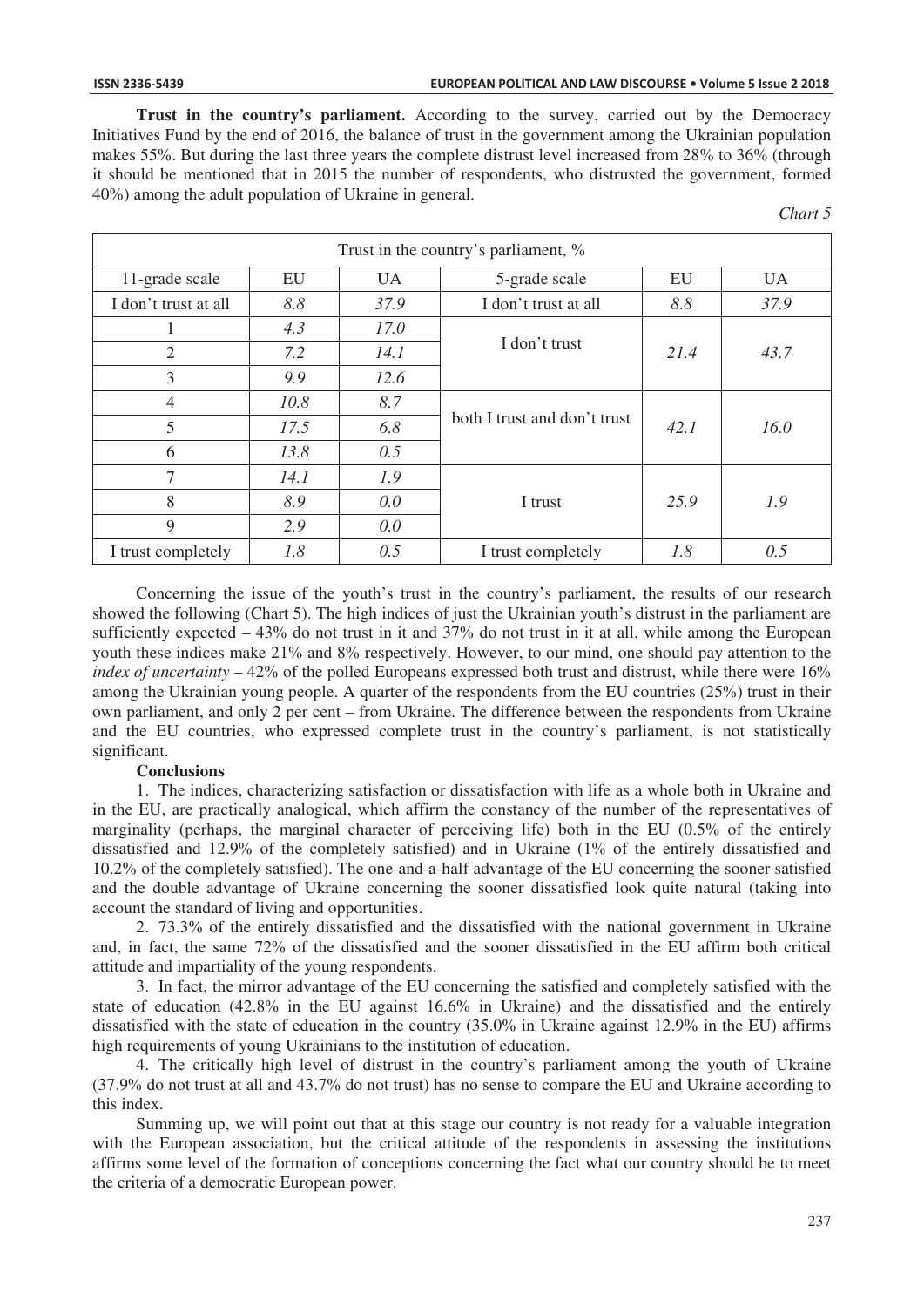**Trust in the country's parliament.** According to the survey, carried out by the Democracy Initiatives Fund by the end of 2016, the balance of trust in the government among the Ukrainian population makes 55%. But during the last three years the complete distrust level increased from 28% to 36% (through it should be mentioned that in 2015 the number of respondents, who distrusted the government, formed 40%) among the adult population of Ukraine in general.

*Chart 5*

| Trust in the country's parliament, % | | | | | |
|---|---|---|---|---|---|
| 11-grade scale | EU | UA | 5-grade scale | EU | UA |
| I don't trust at all | *8.8* | *37.9* | I don't trust at all | *8.8* | *37.9* |
| 1 | *4.3* | *17.0* | I don't trust | *21.4* | *43.7* |
| 2 | *7.2* | *14.1* | | | |
| 3 | *9.9* | *12.6* | | | |
| 4 | *10.8* | *8.7* | both I trust and don't trust | *42.1* | *16.0* |
| 5 | *17.5* | *6.8* | | | |
| 6 | *13.8* | *0.5* | | | |
| 7 | *14.1* | *1.9* | I trust | *25.9* | *1.9* |
| 8 | *8.9* | *0.0* | | | |
| 9 | *2.9* | *0.0* | | | |
| I trust completely | *1.8* | *0.5* | I trust completely | *1.8* | *0.5* |

Concerning the issue of the youth's trust in the country's parliament, the results of our research showed the following (Chart 5). The high indices of just the Ukrainian youth's distrust in the parliament are sufficiently expected – 43% do not trust in it and 37% do not trust in it at all, while among the European youth these indices make 21% and 8% respectively. However, to our mind, one should pay attention to the *index of uncertainty* – 42% of the polled Europeans expressed both trust and distrust, while there were 16% among the Ukrainian young people. A quarter of the respondents from the EU countries (25%) trust in their own parliament, and only 2 per cent – from Ukraine. The difference between the respondents from Ukraine and the EU countries, who expressed complete trust in the country's parliament, is not statistically significant.

**Conclusions**

1. The indices, characterizing satisfaction or dissatisfaction with life as a whole both in Ukraine and in the EU, are practically analogical, which affirm the constancy of the number of the representatives of marginality (perhaps, the marginal character of perceiving life) both in the EU (0.5% of the entirely dissatisfied and 12.9% of the completely satisfied) and in Ukraine (1% of the entirely dissatisfied and 10.2% of the completely satisfied). The one-and-a-half advantage of the EU concerning the sooner satisfied and the double advantage of Ukraine concerning the sooner dissatisfied look quite natural (taking into account the standard of living and opportunities.

2. 73.3% of the entirely dissatisfied and the dissatisfied with the national government in Ukraine and, in fact, the same 72% of the dissatisfied and the sooner dissatisfied in the EU affirm both critical attitude and impartiality of the young respondents.

3. In fact, the mirror advantage of the EU concerning the satisfied and completely satisfied with the state of education (42.8% in the EU against 16.6% in Ukraine) and the dissatisfied and the entirely dissatisfied with the state of education in the country (35.0% in Ukraine against 12.9% in the EU) affirms high requirements of young Ukrainians to the institution of education.

4. The critically high level of distrust in the country's parliament among the youth of Ukraine (37.9% do not trust at all and 43.7% do not trust) has no sense to compare the EU and Ukraine according to this index.

Summing up, we will point out that at this stage our country is not ready for a valuable integration with the European association, but the critical attitude of the respondents in assessing the institutions affirms some level of the formation of conceptions concerning the fact what our country should be to meet the criteria of a democratic European power.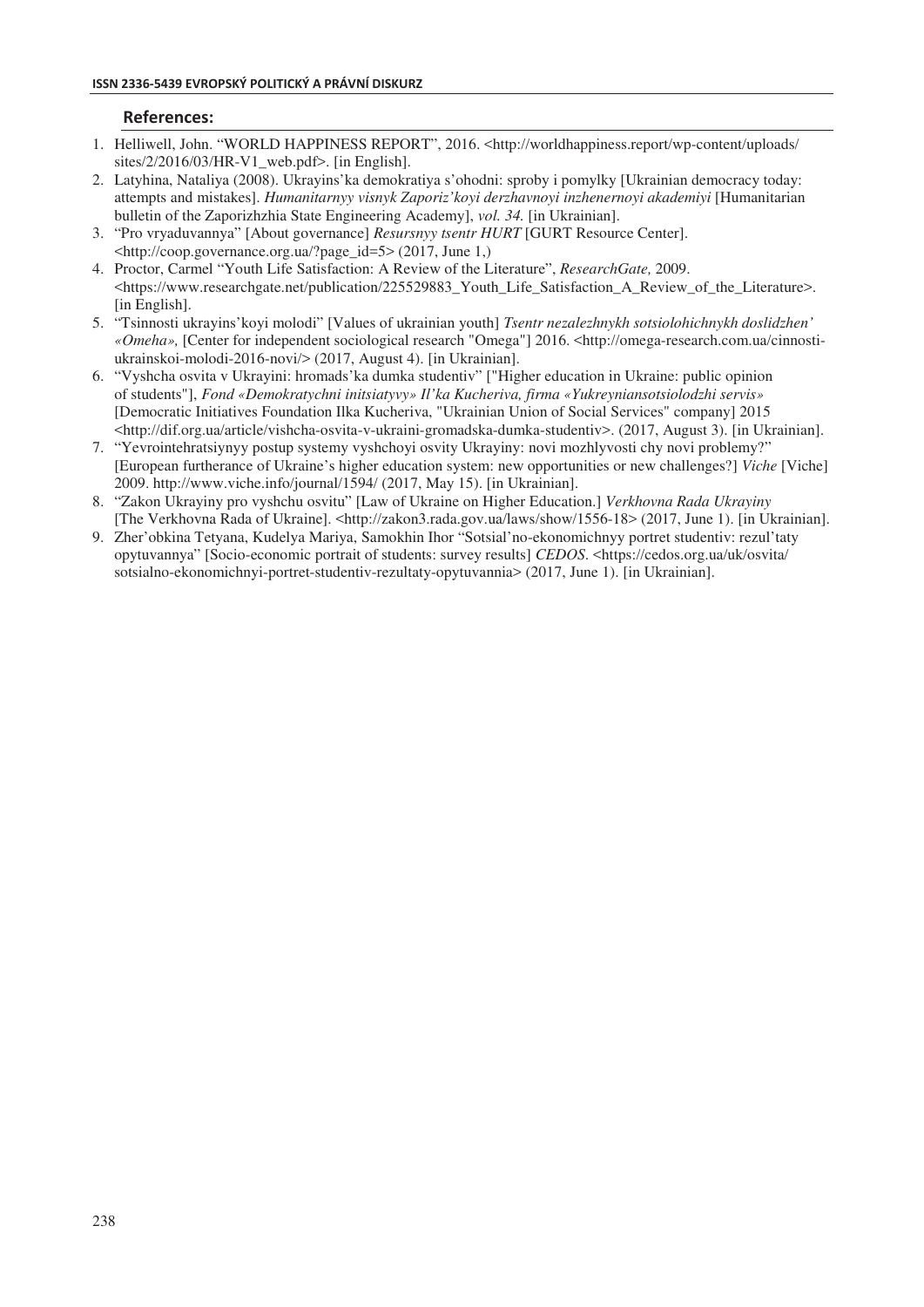## References:

1. Helliwell, John. "WORLD HAPPINESS REPORT", 2016. <http://worldhappiness.report/wp-content/uploads/sites/2/2016/03/HR-V1_web.pdf>. [in English].
2. Latyhina, Nataliya (2008). Ukrayins'ka demokratiya s'ohodni: sproby i pomylky [Ukrainian democracy today: attempts and mistakes]. *Humanitarnyy visnyk Zaporiz'koyi derzhavnoyi inzhenernoyi akademiyi* [Humanitarian bulletin of the Zaporizhzhia State Engineering Academy], *vol. 34.* [in Ukrainian].
3. "Pro vryaduvannya" [About governance] *Resursnyy tsentr HURT* [GURT Resource Center]. <http://coop.governance.org.ua/?page_id=5> (2017, June 1,)
4. Proctor, Carmel "Youth Life Satisfaction: A Review of the Literature", *ResearchGate,* 2009. <https://www.researchgate.net/publication/225529883_Youth_Life_Satisfaction_A_Review_of_the_Literature>. [in English].
5. "Tsinnosti ukrayins'koyi molodi" [Values of ukrainian youth] *Tsentr nezalezhnykh sotsiolohichnykh doslidzhen' «Omeha»,* [Center for independent sociological research "Omega"] 2016. <http://omega-research.com.ua/cinnosti-ukrainskoi-molodi-2016-novi/> (2017, August 4). [in Ukrainian].
6. "Vyshcha osvita v Ukrayini: hromads'ka dumka studentiv" ["Higher education in Ukraine: public opinion of students"], *Fond «Demokratychni initsiatyvy» Il'ka Kucheriva, firma «Yukreyniansotsiolodzhi servis»* [Democratic Initiatives Foundation Ilka Kucheriva, "Ukrainian Union of Social Services" company] 2015 <http://dif.org.ua/article/vishcha-osvita-v-ukraini-gromadska-dumka-studentiv>. (2017, August 3). [in Ukrainian].
7. "Yevrointehratsiynyy postup systemy vyshchoyi osvity Ukrayiny: novi mozhlyvosti chy novi problemy?" [European furtherance of Ukraine's higher education system: new opportunities or new challenges?] *Viche* [Viche] 2009. http://www.viche.info/journal/1594/ (2017, May 15). [in Ukrainian].
8. "Zakon Ukrayiny pro vyshchu osvitu" [Law of Ukraine on Higher Education.] *Verkhovna Rada Ukrayiny* [The Verkhovna Rada of Ukraine]. <http://zakon3.rada.gov.ua/laws/show/1556-18> (2017, June 1). [in Ukrainian].
9. Zher'obkina Tetyana, Kudelya Mariya, Samokhin Ihor "Sotsial'no-ekonomichnyy portret studentiv: rezul'taty opytuvannya" [Socio-economic portrait of students: survey results] *CEDOS*. <https://cedos.org.ua/uk/osvita/sotsialno-ekonomichnyi-portret-studentiv-rezultaty-opytuvannia> (2017, June 1). [in Ukrainian].